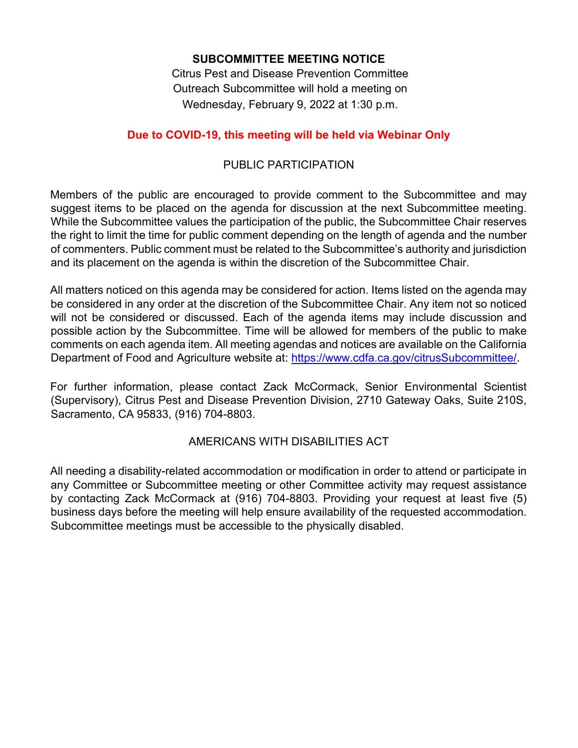# SUBCOMMITTEE MEETING NOTICE

Citrus Pest and Disease Prevention Committee
Outreach Subcommittee will hold a meeting on
Wednesday, February 9, 2022 at 1:30 p.m.

**Due to COVID-19, this meeting will be held via Webinar Only**

## PUBLIC PARTICIPATION

Members of the public are encouraged to provide comment to the Subcommittee and may suggest items to be placed on the agenda for discussion at the next Subcommittee meeting. While the Subcommittee values the participation of the public, the Subcommittee Chair reserves the right to limit the time for public comment depending on the length of agenda and the number of commenters. Public comment must be related to the Subcommittee's authority and jurisdiction and its placement on the agenda is within the discretion of the Subcommittee Chair.

All matters noticed on this agenda may be considered for action. Items listed on the agenda may be considered in any order at the discretion of the Subcommittee Chair. Any item not so noticed will not be considered or discussed. Each of the agenda items may include discussion and possible action by the Subcommittee. Time will be allowed for members of the public to make comments on each agenda item. All meeting agendas and notices are available on the California Department of Food and Agriculture website at: [https://www.cdfa.ca.gov/citrusSubcommittee/](https://www.cdfa.ca.gov/citrusSubcommittee/).

For further information, please contact Zack McCormack, Senior Environmental Scientist (Supervisory), Citrus Pest and Disease Prevention Division, 2710 Gateway Oaks, Suite 210S, Sacramento, CA 95833, (916) 704-8803.

## AMERICANS WITH DISABILITIES ACT

All needing a disability-related accommodation or modification in order to attend or participate in any Committee or Subcommittee meeting or other Committee activity may request assistance by contacting Zack McCormack at (916) 704-8803. Providing your request at least five (5) business days before the meeting will help ensure availability of the requested accommodation. Subcommittee meetings must be accessible to the physically disabled.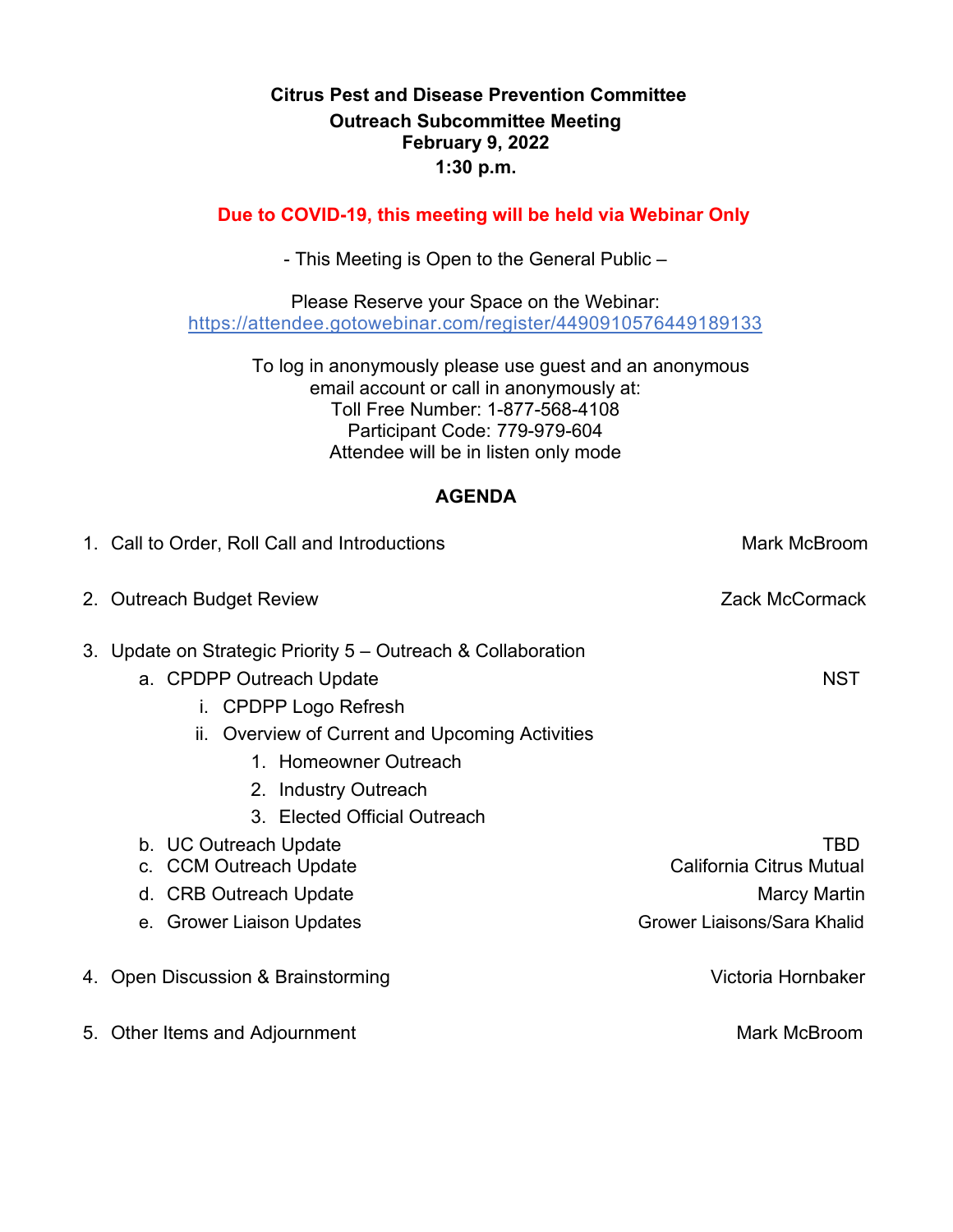**Citrus Pest and Disease Prevention Committee**
**Outreach Subcommittee Meeting**
**February 9, 2022**
**1:30 p.m.**

**Due to COVID-19, this meeting will be held via Webinar Only**

- This Meeting is Open to the General Public –

Please Reserve your Space on the Webinar:
https://attendee.gotowebinar.com/register/4490910576449189133

To log in anonymously please use guest and an anonymous email account or call in anonymously at:
Toll Free Number: 1-877-568-4108
Participant Code: 779-979-604
Attendee will be in listen only mode

## AGENDA

1. Call to Order, Roll Call and Introductions — Mark McBroom
2. Outreach Budget Review — Zack McCormack
3. Update on Strategic Priority 5 – Outreach & Collaboration
   a. CPDPP Outreach Update — NST
      i. CPDPP Logo Refresh
      ii. Overview of Current and Upcoming Activities
         1. Homeowner Outreach
         2. Industry Outreach
         3. Elected Official Outreach
   b. UC Outreach Update — TBD
   c. CCM Outreach Update — California Citrus Mutual
   d. CRB Outreach Update — Marcy Martin
   e. Grower Liaison Updates — Grower Liaisons/Sara Khalid
4. Open Discussion & Brainstorming — Victoria Hornbaker
5. Other Items and Adjournment — Mark McBroom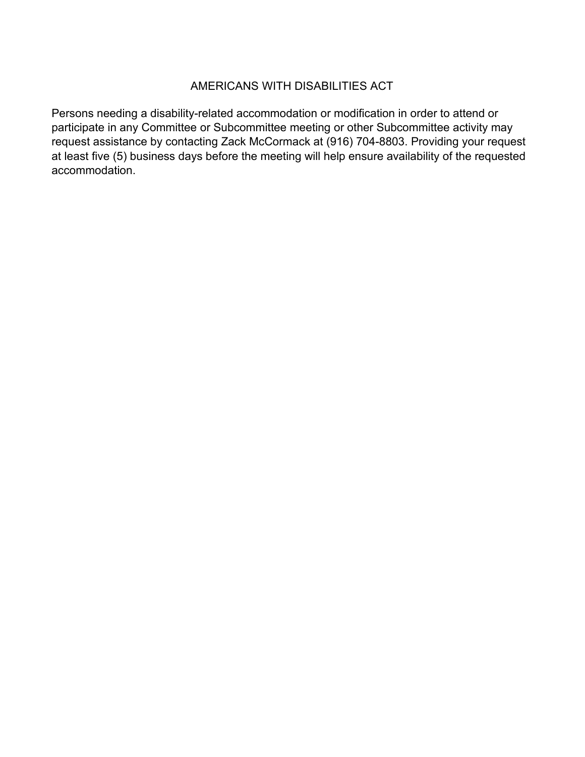## AMERICANS WITH DISABILITIES ACT

Persons needing a disability-related accommodation or modification in order to attend or participate in any Committee or Subcommittee meeting or other Subcommittee activity may request assistance by contacting Zack McCormack at (916) 704-8803. Providing your request at least five (5) business days before the meeting will help ensure availability of the requested accommodation.